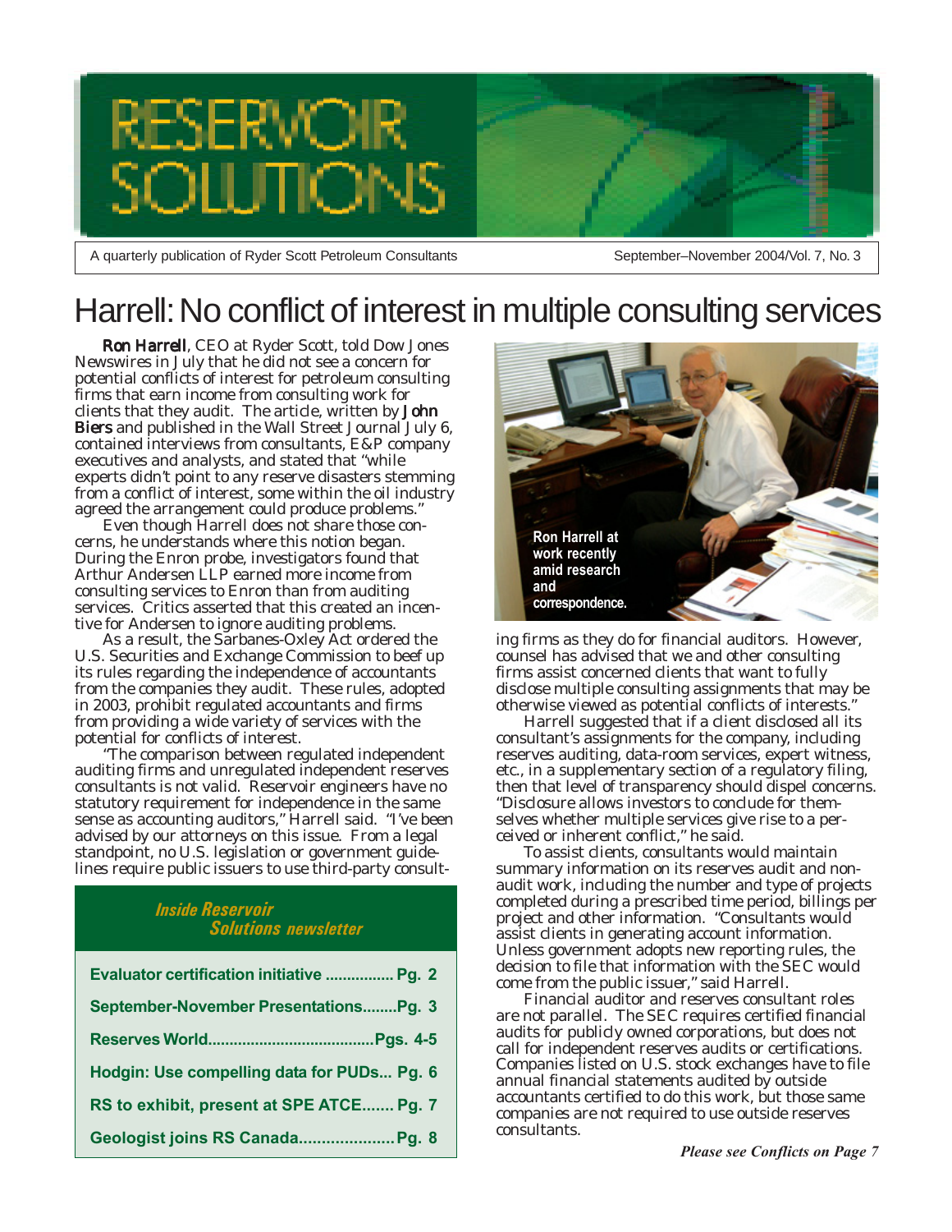# RESERVOIR SOLUTIONS

A quarterly publication of Ryder Scott Petroleum Consultants

September–November 2004/Vol. 7, No. 3

## Harrell: No conflict of interest in multiple consulting services

**Ron Harrell**, CEO at Ryder Scott, told Dow Jones Newswires in July that he did not see a concern for potential conflicts of interest for petroleum consulting firms that earn income from consulting work for clients that they audit. The article, written by **John Biers** and published in the Wall Street Journal July 6, contained interviews from consultants, E&P company executives and analysts, and stated that "while experts didn't point to any reserve disasters stemming from a conflict of interest, some within the oil industry agreed the arrangement could produce problems."

Even though Harrell does not share those concerns, he understands where this notion began. During the Enron probe, investigators found that Arthur Andersen LLP earned more income from consulting services to Enron than from auditing services. Critics asserted that this created an incentive for Andersen to ignore auditing problems.

As a result, the Sarbanes-Oxley Act ordered the U.S. Securities and Exchange Commission to beef up its rules regarding the independence of accountants from the companies they audit. These rules, adopted in 2003, prohibit regulated accountants and firms from providing a wide variety of services with the potential for conflicts of interest.

"The comparison between regulated independent auditing firms and unregulated independent reserves consultants is not valid. Reservoir engineers have no statutory requirement for independence in the same sense as accounting auditors," Harrell said. "I've been advised by our attorneys on this issue. From a legal standpoint, no U.S. legislation or government guidelines require public issuers to use third-party consulting firms as they do for financial auditors. However, counsel has advised that we and other consulting firms assist concerned clients that want to fully disclose multiple consulting assignments that may be otherwise viewed as potential conflicts of interests."

Ron Harrell at work recently amid research and correspondence.

Harrell suggested that if a client disclosed all its consultant's assignments for the company, including reserves auditing, data-room services, expert witness, etc., in a supplementary section of a regulatory filing, then that level of transparency should dispel concerns. "Disclosure allows investors to conclude for themselves whether multiple services give rise to a perceived or inherent conflict," he said.

To assist clients, consultants would maintain summary information on its reserves audit and non-audit work, including the number and type of projects completed during a prescribed time period, billings per project and other information. "Consultants would assist clients in generating account information. Unless government adopts new reporting rules, the decision to file that information with the SEC would come from the public issuer," said Harrell.

Financial auditor and reserves consultant roles are not parallel. The SEC requires certified financial audits for publicly owned corporations, but does not call for independent reserves audits or certifications. Companies listed on U.S. stock exchanges have to file annual financial statements audited by outside accountants certified to do this work, but those same companies are not required to use outside reserves consultants.

***Please see Conflicts on Page 7***

### *Inside Reservoir Solutions newsletter*

| | |
|---|---|
| Evaluator certification initiative | Pg. 2 |
| September-November Presentations | Pg. 3 |
| Reserves World | Pgs. 4-5 |
| Hodgin: Use compelling data for PUDs... | Pg. 6 |
| RS to exhibit, present at SPE ATCE | Pg. 7 |
| Geologist joins RS Canada | Pg. 8 |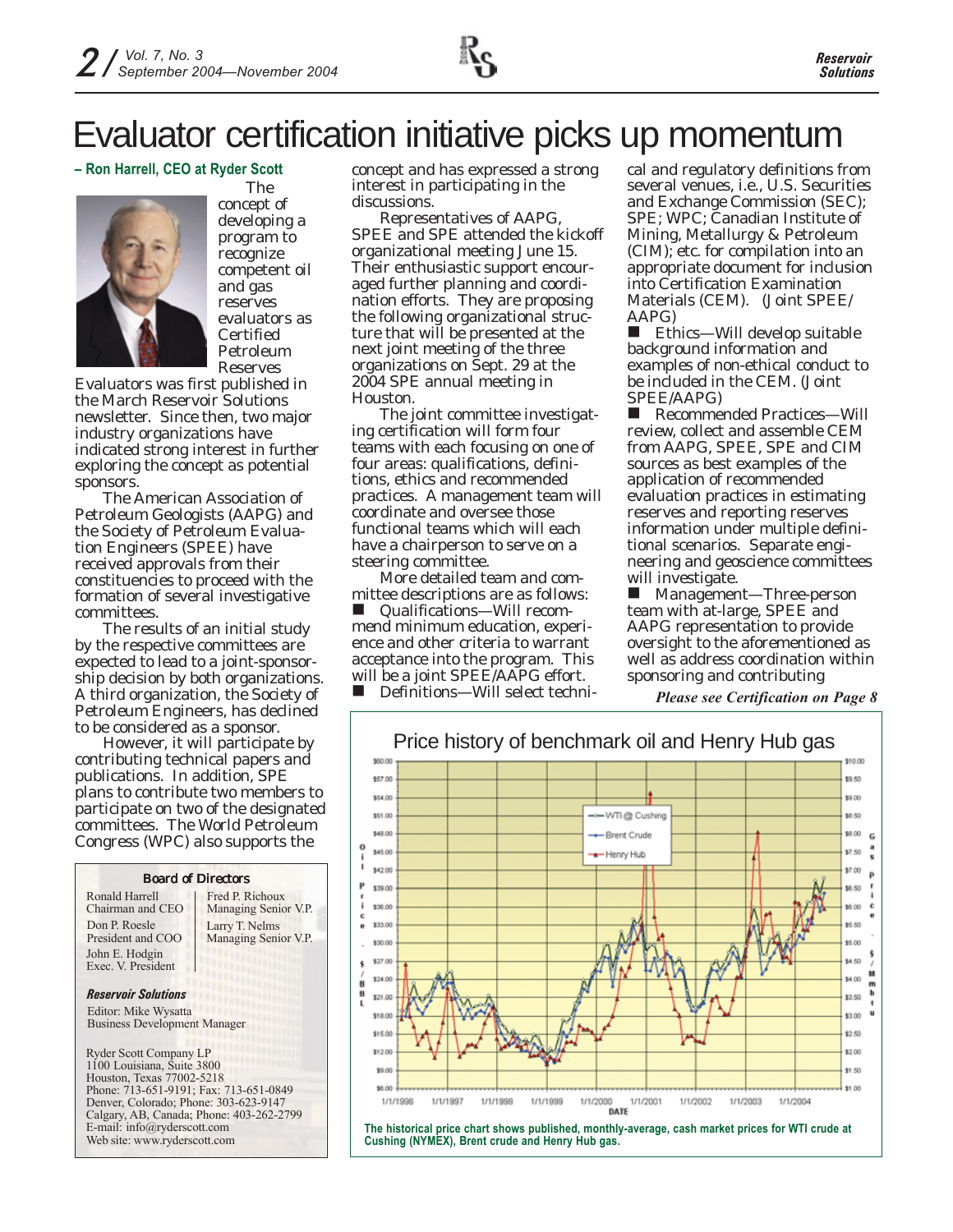# Evaluator certification initiative picks up momentum

**– Ron Harrell, CEO at Ryder Scott**

The concept of developing a program to recognize competent oil and gas reserves evaluators as Certified Petroleum Reserves Evaluators was first published in the March Reservoir Solutions newsletter. Since then, two major industry organizations have indicated strong interest in further exploring the concept as potential sponsors.

The American Association of Petroleum Geologists (AAPG) and the Society of Petroleum Evaluation Engineers (SPEE) have received approvals from their constituencies to proceed with the formation of several investigative committees.

The results of an initial study by the respective committees are expected to lead to a joint-sponsorship decision by both organizations. A third organization, the Society of Petroleum Engineers, has declined to be considered as a sponsor.

However, it will participate by contributing technical papers and publications. In addition, SPE plans to contribute two members to participate on two of the designated committees. The World Petroleum Congress (WPC) also supports the concept and has expressed a strong interest in participating in the discussions.

Representatives of AAPG, SPEE and SPE attended the kickoff organizational meeting June 15. Their enthusiastic support encouraged further planning and coordination efforts. They are proposing the following organizational structure that will be presented at the next joint meeting of the three organizations on Sept. 29 at the 2004 SPE annual meeting in Houston.

The joint committee investigating certification will form four teams with each focusing on one of four areas: qualifications, definitions, ethics and recommended practices. A management team will coordinate and oversee those functional teams which will each have a chairperson to serve on a steering committee.

More detailed team and committee descriptions are as follows:

- Qualifications—Will recommend minimum education, experience and other criteria to warrant acceptance into the program. This will be a joint SPEE/AAPG effort.
- Definitions—Will select technical and regulatory definitions from several venues, i.e., U.S. Securities and Exchange Commission (SEC); SPE; WPC; Canadian Institute of Mining, Metallurgy & Petroleum (CIM); etc. for compilation into an appropriate document for inclusion into Certification Examination Materials (CEM). (Joint SPEE/AAPG)
- Ethics—Will develop suitable background information and examples of non-ethical conduct to be included in the CEM. (Joint SPEE/AAPG)
- Recommended Practices—Will review, collect and assemble CEM from AAPG, SPEE, SPE and CIM sources as best examples of the application of recommended evaluation practices in estimating reserves and reporting reserves information under multiple definitional scenarios. Separate engineering and geoscience committees will investigate.
- Management—Three-person team with at-large, SPEE and AAPG representation to provide oversight to the aforementioned as well as address coordination within sponsoring and contributing

*Please see Certification on Page 8*

**Price history of benchmark oil and Henry Hub gas**

The historical price chart shows published, monthly-average, cash market prices for WTI crude at Cushing (NYMEX), Brent crude and Henry Hub gas.

**Board of Directors**

| | |
|---|---|
| Ronald Harrell<br>Chairman and CEO | Fred P. Richoux<br>Managing Senior V.P. |
| Don P. Roesle<br>President and COO | Larry T. Nelms<br>Managing Senior V.P. |
| John E. Hodgin<br>Exec. V. President | |

***Reservoir Solutions***

Editor: Mike Wysatta
Business Development Manager

Ryder Scott Company LP
1100 Louisiana, Suite 3800
Houston, Texas 77002-5218
Phone: 713-651-9191; Fax: 713-651-0849
Denver, Colorado; Phone: 303-623-9147
Calgary, AB, Canada; Phone: 403-262-2799
E-mail: info@ryderscott.com
Web site: www.ryderscott.com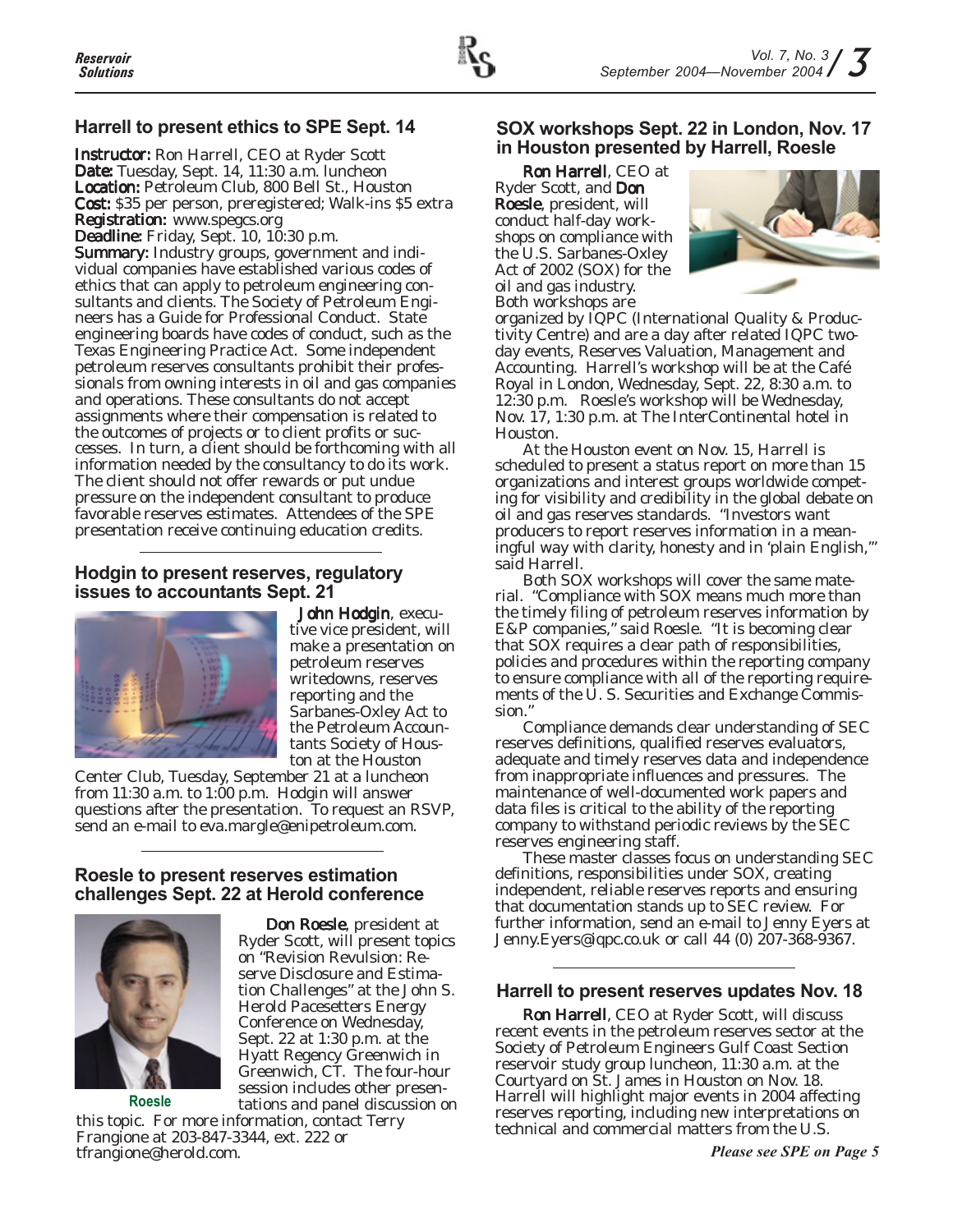## Harrell to present ethics to SPE Sept. 14

**Instructor:** Ron Harrell, CEO at Ryder Scott
**Date:** Tuesday, Sept. 14, 11:30 a.m. luncheon
**Location:** Petroleum Club, 800 Bell St., Houston
**Cost:** $35 per person, preregistered; Walk-ins $5 extra
**Registration:** www.spegcs.org
**Deadline:** Friday, Sept. 10, 10:30 p.m.
**Summary:** Industry groups, government and individual companies have established various codes of ethics that can apply to petroleum engineering consultants and clients. The Society of Petroleum Engineers has a Guide for Professional Conduct. State engineering boards have codes of conduct, such as the Texas Engineering Practice Act. Some independent petroleum reserves consultants prohibit their professionals from owning interests in oil and gas companies and operations. These consultants do not accept assignments where their compensation is related to the outcomes of projects or to client profits or successes. In turn, a client should be forthcoming with all information needed by the consultancy to do its work. The client should not offer rewards or put undue pressure on the independent consultant to produce favorable reserves estimates. Attendees of the SPE presentation receive continuing education credits.

## Hodgin to present reserves, regulatory issues to accountants Sept. 21

**John Hodgin**, executive vice president, will make a presentation on petroleum reserves writedowns, reserves reporting and the Sarbanes-Oxley Act to the Petroleum Accountants Society of Houston at the Houston Center Club, Tuesday, September 21 at a luncheon from 11:30 a.m. to 1:00 p.m. Hodgin will answer questions after the presentation. To request an RSVP, send an e-mail to eva.margle@enipetroleum.com.

## Roesle to present reserves estimation challenges Sept. 22 at Herold conference

**Don Roesle**, president at Ryder Scott, will present topics on "Revision Revulsion: Reserve Disclosure and Estimation Challenges" at the John S. Herold Pacesetters Energy Conference on Wednesday, Sept. 22 at 1:30 p.m. at the Hyatt Regency Greenwich in Greenwich, CT. The four-hour session includes other presentations and panel discussion on this topic. For more information, contact Terry Frangione at 203-847-3344, ext. 222 or tfrangione@herold.com.

Roesle

## SOX workshops Sept. 22 in London, Nov. 17 in Houston presented by Harrell, Roesle

**Ron Harrell**, CEO at Ryder Scott, and **Don Roesle**, president, will conduct half-day workshops on compliance with the U.S. Sarbanes-Oxley Act of 2002 (SOX) for the oil and gas industry. Both workshops are organized by IQPC (International Quality & Productivity Centre) and are a day after related IQPC two-day events, Reserves Valuation, Management and Accounting. Harrell's workshop will be at the Café Royal in London, Wednesday, Sept. 22, 8:30 a.m. to 12:30 p.m. Roesle's workshop will be Wednesday, Nov. 17, 1:30 p.m. at The InterContinental hotel in Houston.

At the Houston event on Nov. 15, Harrell is scheduled to present a status report on more than 15 organizations and interest groups worldwide competing for visibility and credibility in the global debate on oil and gas reserves standards. "Investors want producers to report reserves information in a meaningful way with clarity, honesty and in 'plain English,'" said Harrell.

Both SOX workshops will cover the same material. "Compliance with SOX means much more than the timely filing of petroleum reserves information by E&P companies," said Roesle. "It is becoming clear that SOX requires a clear path of responsibilities, policies and procedures within the reporting company to ensure compliance with all of the reporting requirements of the U. S. Securities and Exchange Commission."

Compliance demands clear understanding of SEC reserves definitions, qualified reserves evaluators, adequate and timely reserves data and independence from inappropriate influences and pressures. The maintenance of well-documented work papers and data files is critical to the ability of the reporting company to withstand periodic reviews by the SEC reserves engineering staff.

These master classes focus on understanding SEC definitions, responsibilities under SOX, creating independent, reliable reserves reports and ensuring that documentation stands up to SEC review. For further information, send an e-mail to Jenny Eyers at Jenny.Eyers@iqpc.co.uk or call 44 (0) 207-368-9367.

## Harrell to present reserves updates Nov. 18

**Ron Harrell**, CEO at Ryder Scott, will discuss recent events in the petroleum reserves sector at the Society of Petroleum Engineers Gulf Coast Section reservoir study group luncheon, 11:30 a.m. at the Courtyard on St. James in Houston on Nov. 18. Harrell will highlight major events in 2004 affecting reserves reporting, including new interpretations on technical and commercial matters from the U.S.

*Please see SPE on Page 5*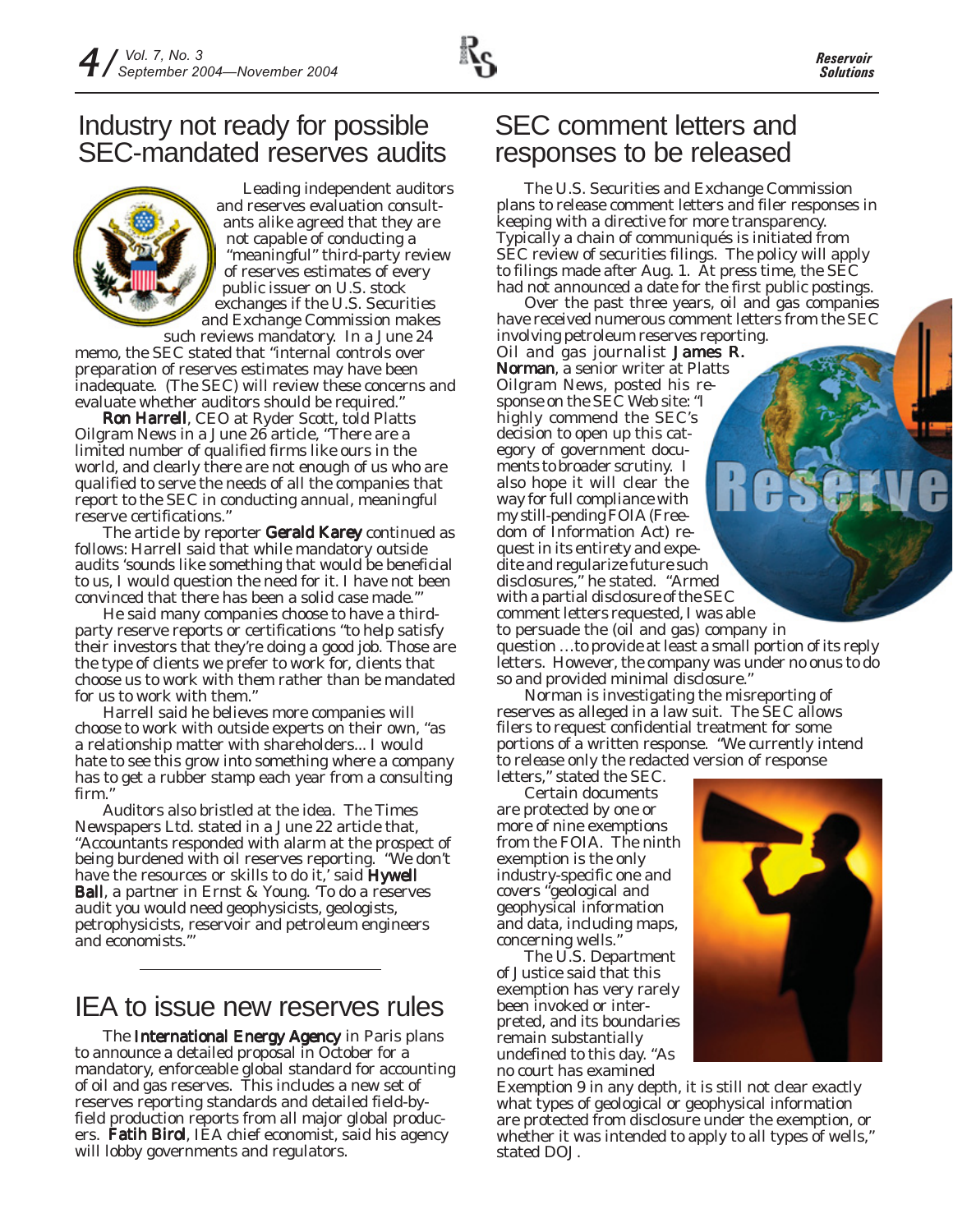# Industry not ready for possible SEC-mandated reserves audits

Leading independent auditors and reserves evaluation consultants alike agreed that they are not capable of conducting a "meaningful" third-party review of reserves estimates of every public issuer on U.S. stock exchanges if the U.S. Securities and Exchange Commission makes such reviews mandatory. In a June 24 memo, the SEC stated that "internal controls over preparation of reserves estimates may have been inadequate. (The SEC) will review these concerns and evaluate whether auditors should be required."

**Ron Harrell**, CEO at Ryder Scott, told Platts Oilgram News in a June 26 article, "There are a limited number of qualified firms like ours in the world, and clearly there are not enough of us who are qualified to serve the needs of all the companies that report to the SEC in conducting annual, meaningful reserve certifications."

The article by reporter **Gerald Karey** continued as follows: Harrell said that while mandatory outside audits 'sounds like something that would be beneficial to us, I would question the need for it. I have not been convinced that there has been a solid case made.'"

He said many companies choose to have a third-party reserve reports or certifications "to help satisfy their investors that they're doing a good job. Those are the type of clients we prefer to work for, clients that choose us to work with them rather than be mandated for us to work with them."

Harrell said he believes more companies will choose to work with outside experts on their own, "as a relationship matter with shareholders... I would hate to see this grow into something where a company has to get a rubber stamp each year from a consulting firm."

Auditors also bristled at the idea. The Times Newspapers Ltd. stated in a June 22 article that, "Accountants responded with alarm at the prospect of being burdened with oil reserves reporting. 'We don't have the resources or skills to do it,' said **Hywell Ball**, a partner in Ernst & Young. 'To do a reserves audit you would need geophysicists, geologists, petrophysicists, reservoir and petroleum engineers and economists.'"

# IEA to issue new reserves rules

The **International Energy Agency** in Paris plans to announce a detailed proposal in October for a mandatory, enforceable global standard for accounting of oil and gas reserves. This includes a new set of reserves reporting standards and detailed field-by-field production reports from all major global producers. **Fatih Birol**, IEA chief economist, said his agency will lobby governments and regulators.

# SEC comment letters and responses to be released

The U.S. Securities and Exchange Commission plans to release comment letters and filer responses in keeping with a directive for more transparency. Typically a chain of communiqués is initiated from SEC review of securities filings. The policy will apply to filings made after Aug. 1. At press time, the SEC had not announced a date for the first public postings.

Over the past three years, oil and gas companies have received numerous comment letters from the SEC involving petroleum reserves reporting.

Oil and gas journalist **James R. Norman**, a senior writer at Platts Oilgram News, posted his response on the SEC Web site: "I highly commend the SEC's decision to open up this category of government documents to broader scrutiny. I also hope it will clear the way for full compliance with my still-pending FOIA (Freedom of Information Act) request in its entirety and expedite and regularize future such disclosures," he stated. "Armed with a partial disclosure of the SEC comment letters requested, I was able to persuade the (oil and gas) company in question …to provide at least a small portion of its reply letters. However, the company was under no onus to do so and provided minimal disclosure."

Norman is investigating the misreporting of reserves as alleged in a law suit. The SEC allows filers to request confidential treatment for some portions of a written response. "We currently intend to release only the redacted version of response letters," stated the SEC.

Certain documents are protected by one or more of nine exemptions from the FOIA. The ninth exemption is the only industry-specific one and covers "geological and geophysical information and data, including maps, concerning wells."

The U.S. Department of Justice said that this exemption has very rarely been invoked or interpreted, and its boundaries remain substantially undefined to this day. "As no court has examined Exemption 9 in any depth, it is still not clear exactly what types of geological or geophysical information are protected from disclosure under the exemption, or whether it was intended to apply to all types of wells," stated DOJ.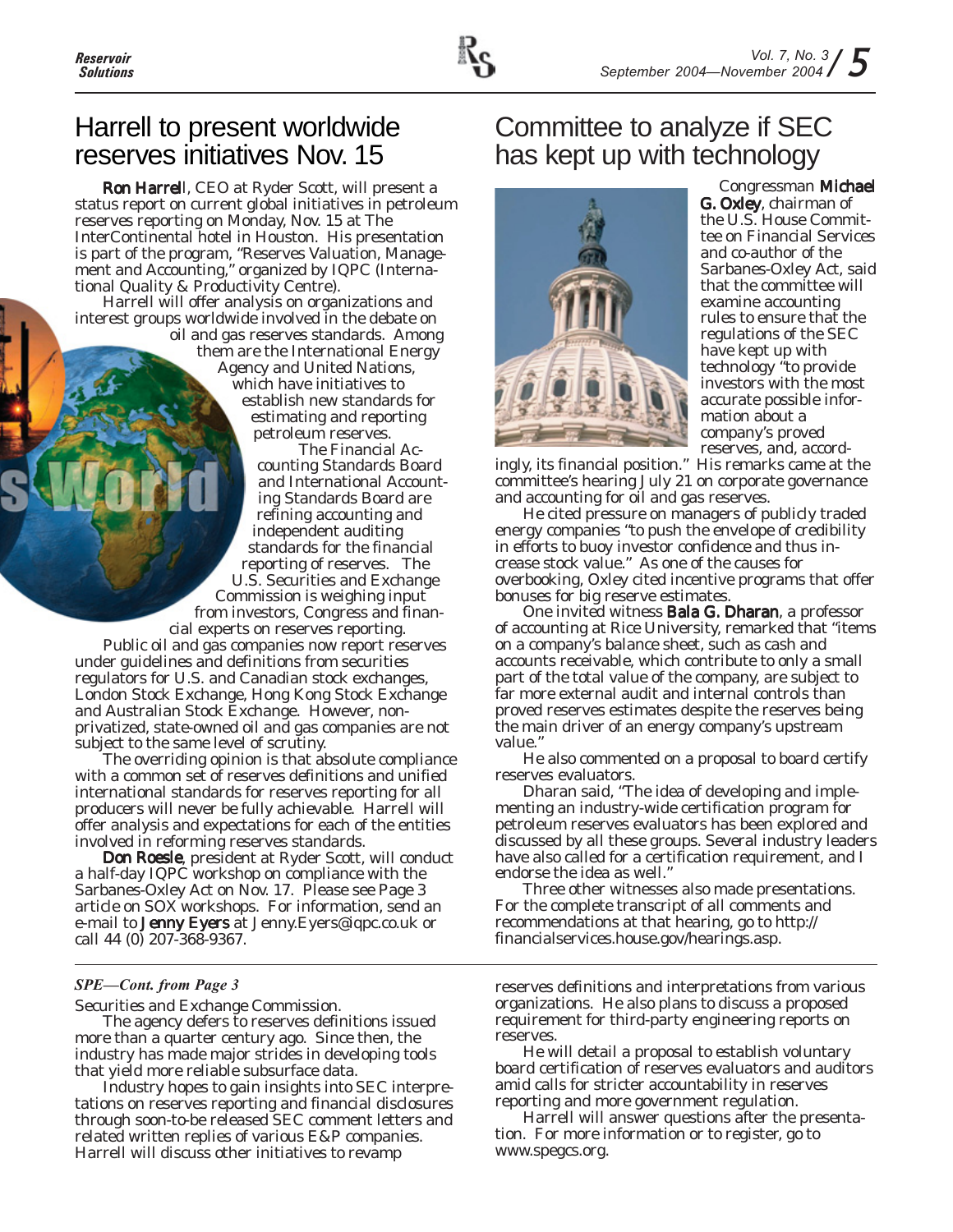# Harrell to present worldwide reserves initiatives Nov. 15

**Ron Harrell**, CEO at Ryder Scott, will present a status report on current global initiatives in petroleum reserves reporting on Monday, Nov. 15 at The InterContinental hotel in Houston. His presentation is part of the program, "Reserves Valuation, Management and Accounting," organized by IQPC (International Quality & Productivity Centre).

Harrell will offer analysis on organizations and interest groups worldwide involved in the debate on oil and gas reserves standards. Among them are the International Energy Agency and United Nations, which have initiatives to establish new standards for estimating and reporting petroleum reserves.

The Financial Accounting Standards Board and International Accounting Standards Board are refining accounting and independent auditing standards for the financial reporting of reserves. The U.S. Securities and Exchange Commission is weighing input from investors, Congress and financial experts on reserves reporting.

Public oil and gas companies now report reserves under guidelines and definitions from securities regulators for U.S. and Canadian stock exchanges, London Stock Exchange, Hong Kong Stock Exchange and Australian Stock Exchange. However, non-privatized, state-owned oil and gas companies are not subject to the same level of scrutiny.

The overriding opinion is that absolute compliance with a common set of reserves definitions and unified international standards for reserves reporting for all producers will never be fully achievable. Harrell will offer analysis and expectations for each of the entities involved in reforming reserves standards.

**Don Roesle**, president at Ryder Scott, will conduct a half-day IQPC workshop on compliance with the Sarbanes-Oxley Act on Nov. 17. Please see Page 3 article on SOX workshops. For information, send an e-mail to **Jenny Eyers** at Jenny.Eyers@iqpc.co.uk or call 44 (0) 207-368-9367.

# Committee to analyze if SEC has kept up with technology

Congressman **Michael G. Oxley**, chairman of the U.S. House Committee on Financial Services and co-author of the Sarbanes-Oxley Act, said that the committee will examine accounting rules to ensure that the regulations of the SEC have kept up with technology "to provide investors with the most accurate possible information about a company's proved reserves, and, accordingly, its financial position." His remarks came at the committee's hearing July 21 on corporate governance and accounting for oil and gas reserves.

He cited pressure on managers of publicly traded energy companies "to push the envelope of credibility in efforts to buoy investor confidence and thus increase stock value." As one of the causes for overbooking, Oxley cited incentive programs that offer bonuses for big reserve estimates.

One invited witness **Bala G. Dharan**, a professor of accounting at Rice University, remarked that "items on a company's balance sheet, such as cash and accounts receivable, which contribute to only a small part of the total value of the company, are subject to far more external audit and internal controls than proved reserves estimates despite the reserves being the main driver of an energy company's upstream value."

He also commented on a proposal to board certify reserves evaluators.

Dharan said, "The idea of developing and implementing an industry-wide certification program for petroleum reserves evaluators has been explored and discussed by all these groups. Several industry leaders have also called for a certification requirement, and I endorse the idea as well."

Three other witnesses also made presentations. For the complete transcript of all comments and recommendations at that hearing, go to http://financialservices.house.gov/hearings.asp.

---

*SPE—Cont. from Page 3*

Securities and Exchange Commission.

The agency defers to reserves definitions issued more than a quarter century ago. Since then, the industry has made major strides in developing tools that yield more reliable subsurface data.

Industry hopes to gain insights into SEC interpretations on reserves reporting and financial disclosures through soon-to-be released SEC comment letters and related written replies of various E&P companies. Harrell will discuss other initiatives to revamp reserves definitions and interpretations from various organizations. He also plans to discuss a proposed requirement for third-party engineering reports on reserves.

He will detail a proposal to establish voluntary board certification of reserves evaluators and auditors amid calls for stricter accountability in reserves reporting and more government regulation.

Harrell will answer questions after the presentation. For more information or to register, go to www.spegcs.org.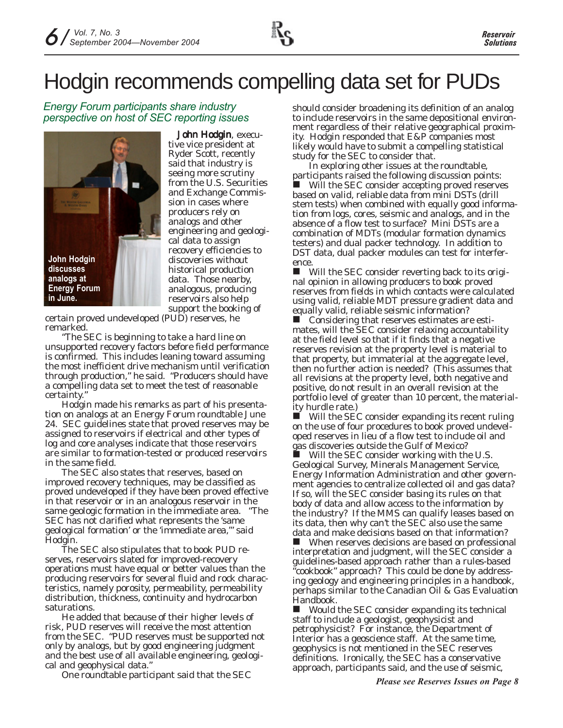# Hodgin recommends compelling data set for PUDs

*Energy Forum participants share industry perspective on host of SEC reporting issues*

**John Hodgin discusses analogs at Energy Forum in June.**

**John Hodgin**, executive vice president at Ryder Scott, recently said that industry is seeing more scrutiny from the U.S. Securities and Exchange Commission in cases where producers rely on analogs and other engineering and geological data to assign recovery efficiencies to discoveries without historical production data. Those nearby, analogous, producing reservoirs also help support the booking of certain proved undeveloped (PUD) reserves, he remarked.

"The SEC is beginning to take a hard line on unsupported recovery factors before field performance is confirmed. This includes leaning toward assuming the most inefficient drive mechanism until verification through production," he said. "Producers should have a compelling data set to meet the test of reasonable certainty."

Hodgin made his remarks as part of his presentation on analogs at an Energy Forum roundtable June 24. SEC guidelines state that proved reserves may be assigned to reservoirs if electrical and other types of log and core analyses indicate that those reservoirs are similar to formation-tested or produced reservoirs in the same field.

The SEC also states that reserves, based on improved recovery techniques, may be classified as proved undeveloped if they have been proved effective in that reservoir or in an analogous reservoir in the same geologic formation in the immediate area. "The SEC has not clarified what represents the 'same geological formation' or the 'immediate area,'" said Hodgin.

The SEC also stipulates that to book PUD reserves, reservoirs slated for improved-recovery operations must have equal or better values than the producing reservoirs for several fluid and rock characteristics, namely porosity, permeability, permeability distribution, thickness, continuity and hydrocarbon saturations.

He added that because of their higher levels of risk, PUD reserves will receive the most attention from the SEC. "PUD reserves must be supported not only by analogs, but by good engineering judgment and the best use of all available engineering, geological and geophysical data."

One roundtable participant said that the SEC should consider broadening its definition of an analog to include reservoirs in the same depositional environment regardless of their relative geographical proximity. Hodgin responded that E&P companies most likely would have to submit a compelling statistical study for the SEC to consider that.

In exploring other issues at the roundtable, participants raised the following discussion points:

- Will the SEC consider accepting proved reserves based on valid, reliable data from mini DSTs (drill stem tests) when combined with equally good information from logs, cores, seismic and analogs, and in the absence of a flow test to surface? Mini DSTs are a combination of MDTs (modular formation dynamics testers) and dual packer technology. In addition to DST data, dual packer modules can test for interference.
- Will the SEC consider reverting back to its original opinion in allowing producers to book proved reserves from fields in which contacts were calculated using valid, reliable MDT pressure gradient data and equally valid, reliable seismic information?
- Considering that reserves estimates are estimates, will the SEC consider relaxing accountability at the field level so that if it finds that a negative reserves revision at the property level is material to that property, but immaterial at the aggregate level, then no further action is needed? (This assumes that all revisions at the property level, both negative and positive, do not result in an overall revision at the portfolio level of greater than 10 percent, the materiality hurdle rate.)
- Will the SEC consider expanding its recent ruling on the use of four procedures to book proved undeveloped reserves in lieu of a flow test to include oil and gas discoveries outside the Gulf of Mexico?
- Will the SEC consider working with the U.S. Geological Survey, Minerals Management Service, Energy Information Administration and other government agencies to centralize collected oil and gas data? If so, will the SEC consider basing its rules on that body of data and allow access to the information by the industry? If the MMS can qualify leases based on its data, then why can't the SEC also use the same data and make decisions based on that information?
- When reserves decisions are based on professional interpretation and judgment, will the SEC consider a guidelines-based approach rather than a rules-based "cookbook" approach? This could be done by addressing geology and engineering principles in a handbook, perhaps similar to the Canadian Oil & Gas Evaluation Handbook.
- Would the SEC consider expanding its technical staff to include a geologist, geophysicist and petrophysicist? For instance, the Department of Interior has a geoscience staff. At the same time, geophysics is not mentioned in the SEC reserves definitions. Ironically, the SEC has a conservative approach, participants said, and the use of seismic,

***Please see Reserves Issues on Page 8***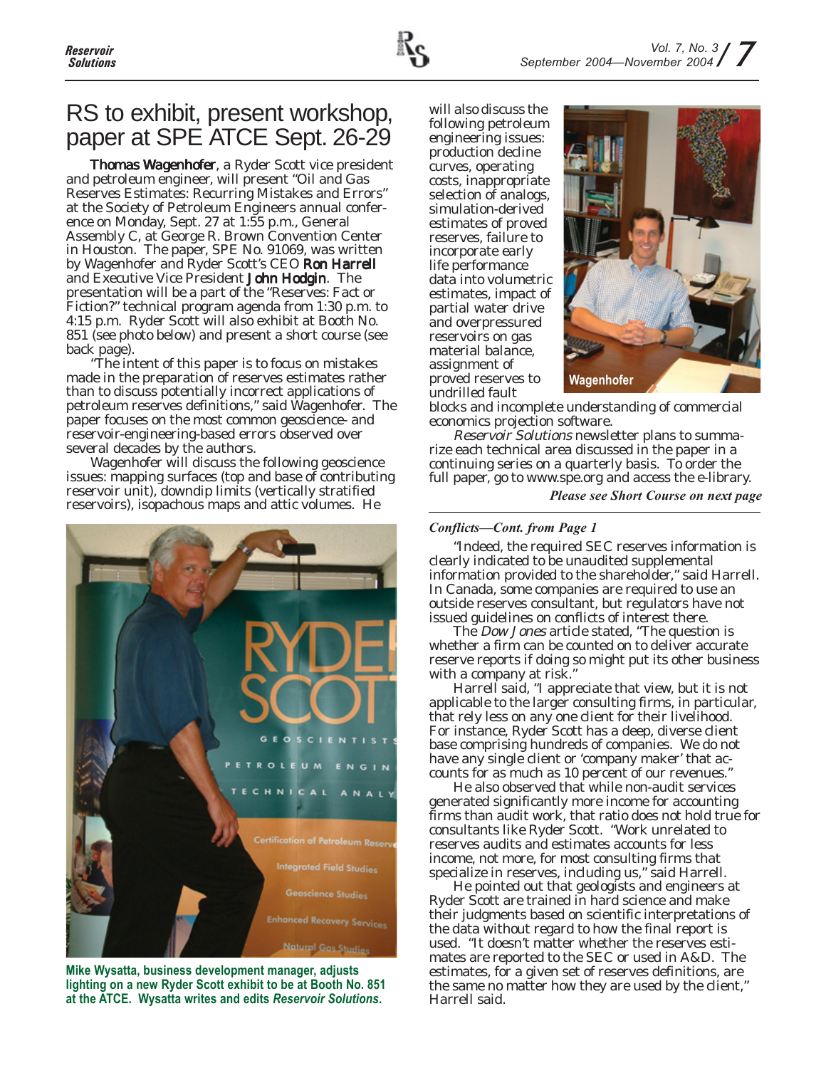# RS to exhibit, present workshop, paper at SPE ATCE Sept. 26-29

**Thomas Wagenhofer**, a Ryder Scott vice president and petroleum engineer, will present "Oil and Gas Reserves Estimates: Recurring Mistakes and Errors" at the Society of Petroleum Engineers annual conference on Monday, Sept. 27 at 1:55 p.m., General Assembly C, at George R. Brown Convention Center in Houston. The paper, SPE No. 91069, was written by Wagenhofer and Ryder Scott's CEO **Ron Harrell** and Executive Vice President **John Hodgin**. The presentation will be a part of the "Reserves: Fact or Fiction?" technical program agenda from 1:30 p.m. to 4:15 p.m. Ryder Scott will also exhibit at Booth No. 851 (see photo below) and present a short course (see back page).

"The intent of this paper is to focus on mistakes made in the preparation of reserves estimates rather than to discuss potentially incorrect applications of petroleum reserves definitions," said Wagenhofer. The paper focuses on the most common geoscience- and reservoir-engineering-based errors observed over several decades by the authors.

Wagenhofer will discuss the following geoscience issues: mapping surfaces (top and base of contributing reservoir unit), downdip limits (vertically stratified reservoirs), isopachous maps and attic volumes. He will also discuss the following petroleum engineering issues: production decline curves, operating costs, inappropriate selection of analogs, simulation-derived estimates of proved reserves, failure to incorporate early life performance data into volumetric estimates, impact of partial water drive and overpressured reservoirs on gas material balance, assignment of proved reserves to undrilled fault blocks and incomplete understanding of commercial economics projection software.

Wagenhofer

*Reservoir Solutions* newsletter plans to summarize each technical area discussed in the paper in a continuing series on a quarterly basis. To order the full paper, go to www.spe.org and access the e-library.

***Please see Short Course on next page***

**Mike Wysatta, business development manager, adjusts lighting on a new Ryder Scott exhibit to be at Booth No. 851 at the ATCE. Wysatta writes and edits *Reservoir Solutions*.**

---

***Conflicts—Cont. from Page 1***

"Indeed, the required SEC reserves information is clearly indicated to be unaudited supplemental information provided to the shareholder," said Harrell. In Canada, some companies are required to use an outside reserves consultant, but regulators have not issued guidelines on conflicts of interest there.

The *Dow Jones* article stated, "The question is whether a firm can be counted on to deliver accurate reserve reports if doing so might put its other business with a company at risk."

Harrell said, "I appreciate that view, but it is not applicable to the larger consulting firms, in particular, that rely less on any one client for their livelihood. For instance, Ryder Scott has a deep, diverse client base comprising hundreds of companies. We do not have any single client or 'company maker' that accounts for as much as 10 percent of our revenues."

He also observed that while non-audit services generated significantly more income for accounting firms than audit work, that ratio does not hold true for consultants like Ryder Scott. "Work unrelated to reserves audits and estimates accounts for less income, not more, for most consulting firms that specialize in reserves, including us," said Harrell.

He pointed out that geologists and engineers at Ryder Scott are trained in hard science and make their judgments based on scientific interpretations of the data without regard to how the final report is used. "It doesn't matter whether the reserves estimates are reported to the SEC or used in A&D. The estimates, for a given set of reserves definitions, are the same no matter how they are used by the client," Harrell said.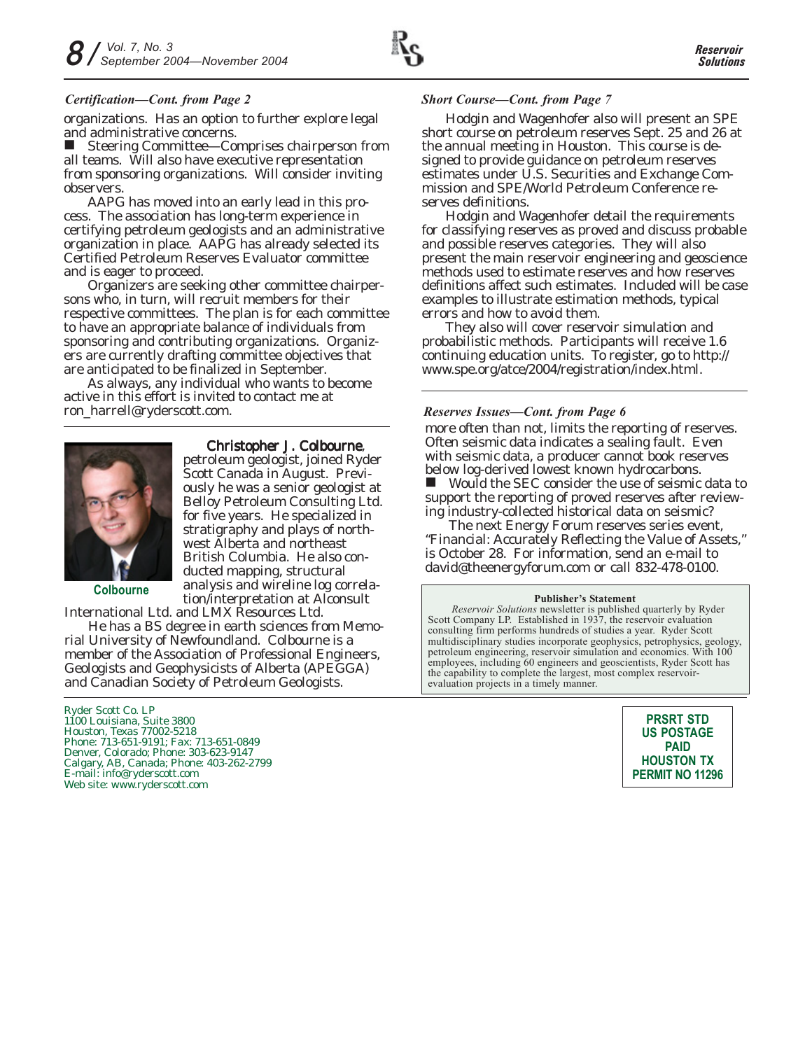### *Certification—Cont. from Page 2*

organizations. Has an option to further explore legal and administrative concerns.

■ Steering Committee—Comprises chairperson from all teams. Will also have executive representation from sponsoring organizations. Will consider inviting observers.

AAPG has moved into an early lead in this process. The association has long-term experience in certifying petroleum geologists and an administrative organization in place. AAPG has already selected its Certified Petroleum Reserves Evaluator committee and is eager to proceed.

Organizers are seeking other committee chairpersons who, in turn, will recruit members for their respective committees. The plan is for each committee to have an appropriate balance of individuals from sponsoring and contributing organizations. Organizers are currently drafting committee objectives that are anticipated to be finalized in September.

As always, any individual who wants to become active in this effort is invited to contact me at ron_harrell@ryderscott.com.

Colbourne

**Christopher J. Colbourne**, petroleum geologist, joined Ryder Scott Canada in August. Previously he was a senior geologist at Belloy Petroleum Consulting Ltd. for five years. He specialized in stratigraphy and plays of northwest Alberta and northeast British Columbia. He also conducted mapping, structural analysis and wireline log correlation/interpretation at Alconsult International Ltd. and LMX Resources Ltd.

He has a BS degree in earth sciences from Memorial University of Newfoundland. Colbourne is a member of the Association of Professional Engineers, Geologists and Geophysicists of Alberta (APEGGA) and Canadian Society of Petroleum Geologists.

### *Short Course—Cont. from Page 7*

Hodgin and Wagenhofer also will present an SPE short course on petroleum reserves Sept. 25 and 26 at the annual meeting in Houston. This course is designed to provide guidance on petroleum reserves estimates under U.S. Securities and Exchange Commission and SPE/World Petroleum Conference reserves definitions.

Hodgin and Wagenhofer detail the requirements for classifying reserves as proved and discuss probable and possible reserves categories. They will also present the main reservoir engineering and geoscience methods used to estimate reserves and how reserves definitions affect such estimates. Included will be case examples to illustrate estimation methods, typical errors and how to avoid them.

They also will cover reservoir simulation and probabilistic methods. Participants will receive 1.6 continuing education units. To register, go to http://www.spe.org/atce/2004/registration/index.html.

### *Reserves Issues—Cont. from Page 6*

more often than not, limits the reporting of reserves. Often seismic data indicates a sealing fault. Even with seismic data, a producer cannot book reserves below log-derived lowest known hydrocarbons.

■ Would the SEC consider the use of seismic data to support the reporting of proved reserves after reviewing industry-collected historical data on seismic?

The next Energy Forum reserves series event, "Financial: Accurately Reflecting the Value of Assets," is October 28. For information, send an e-mail to david@theenergyforum.com or call 832-478-0100.

**Publisher's Statement**

*Reservoir Solutions* newsletter is published quarterly by Ryder Scott Company LP. Established in 1937, the reservoir evaluation consulting firm performs hundreds of studies a year. Ryder Scott multidisciplinary studies incorporate geophysics, petrophysics, geology, petroleum engineering, reservoir simulation and economics. With 100 employees, including 60 engineers and geoscientists, Ryder Scott has the capability to complete the largest, most complex reservoir-evaluation projects in a timely manner.

Ryder Scott Co. LP
1100 Louisiana, Suite 3800
Houston, Texas 77002-5218
Phone: 713-651-9191; Fax: 713-651-0849
Denver, Colorado; Phone: 303-623-9147
Calgary, AB, Canada; Phone: 403-262-2799
E-mail: info@ryderscott.com
Web site: www.ryderscott.com

PRSRT STD
US POSTAGE
PAID
HOUSTON TX
PERMIT NO 11296